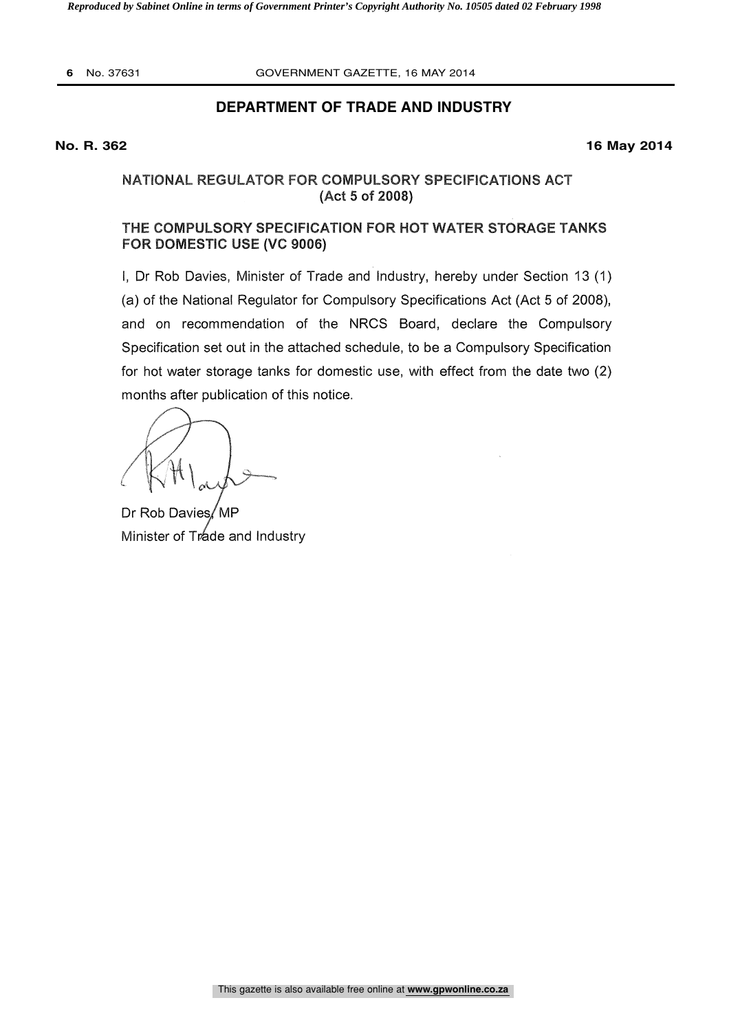## DEPARTMENT OF TRADE AND INDUSTRY

**No. R. 362** **16 May 2014**

### NATIONAL REGULATOR FOR COMPULSORY SPECIFICATIONS ACT (Act 5 of 2008)

### THE COMPULSORY SPECIFICATION FOR HOT WATER STORAGE TANKS FOR DOMESTIC USE (VC 9006)

I, Dr Rob Davies, Minister of Trade and Industry, hereby under Section 13 (1) (a) of the National Regulator for Compulsory Specifications Act (Act 5 of 2008), and on recommendation of the NRCS Board, declare the Compulsory Specification set out in the attached schedule, to be a Compulsory Specification for hot water storage tanks for domestic use, with effect from the date two (2) months after publication of this notice.

Dr Rob Davies, MP
Minister of Trade and Industry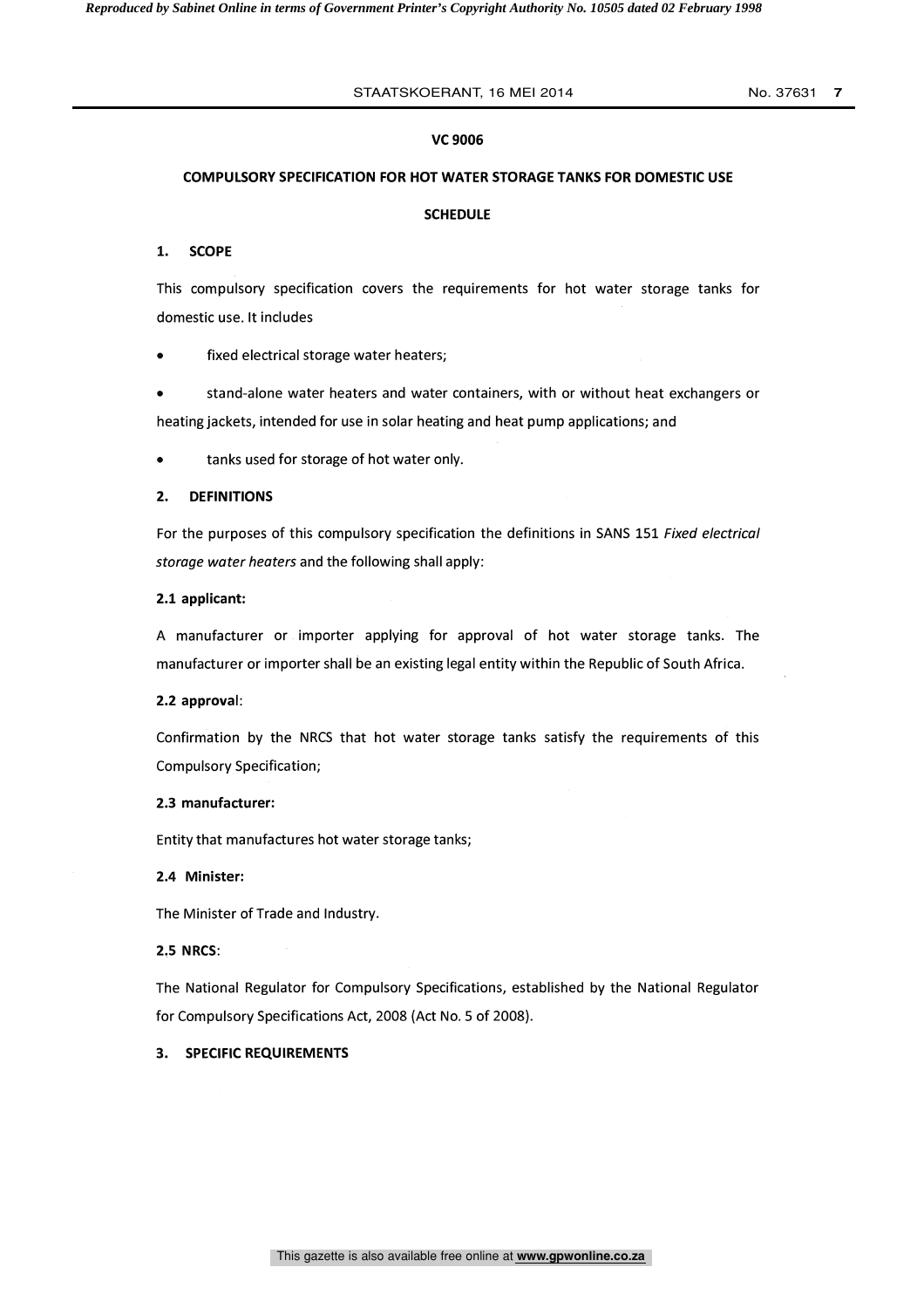**VC 9006**

**COMPULSORY SPECIFICATION FOR HOT WATER STORAGE TANKS FOR DOMESTIC USE**

**SCHEDULE**

## 1. SCOPE

This compulsory specification covers the requirements for hot water storage tanks for domestic use. It includes

- fixed electrical storage water heaters;
- stand-alone water heaters and water containers, with or without heat exchangers or heating jackets, intended for use in solar heating and heat pump applications; and
- tanks used for storage of hot water only.

## 2. DEFINITIONS

For the purposes of this compulsory specification the definitions in SANS 151 *Fixed electrical storage water heaters* and the following shall apply:

**2.1 applicant:**

A manufacturer or importer applying for approval of hot water storage tanks. The manufacturer or importer shall be an existing legal entity within the Republic of South Africa.

**2.2 approval**:

Confirmation by the NRCS that hot water storage tanks satisfy the requirements of this Compulsory Specification;

**2.3 manufacturer:**

Entity that manufactures hot water storage tanks;

**2.4 Minister:**

The Minister of Trade and Industry.

**2.5 NRCS**:

The National Regulator for Compulsory Specifications, established by the National Regulator for Compulsory Specifications Act, 2008 (Act No. 5 of 2008).

## 3. SPECIFIC REQUIREMENTS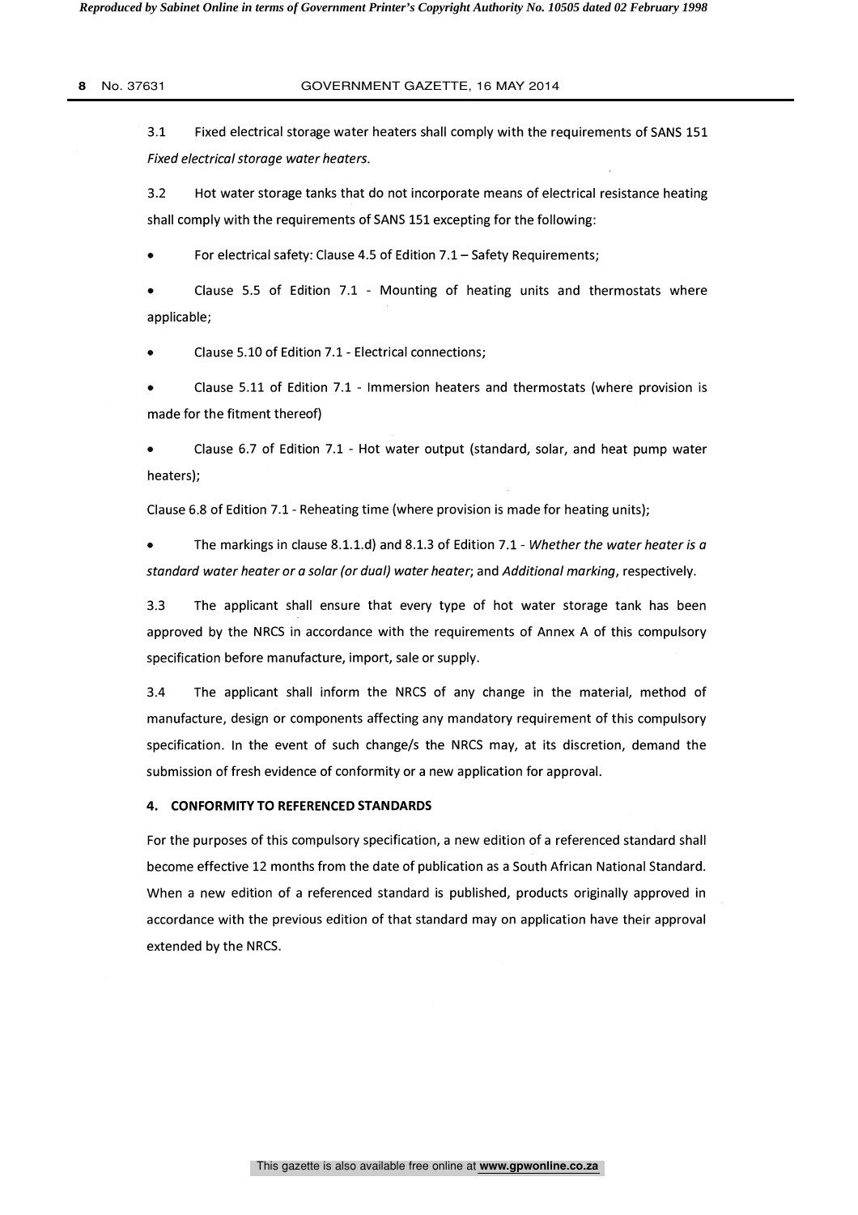3.1 Fixed electrical storage water heaters shall comply with the requirements of SANS 151 *Fixed electrical storage water heaters*.

3.2 Hot water storage tanks that do not incorporate means of electrical resistance heating shall comply with the requirements of SANS 151 excepting for the following:

- For electrical safety: Clause 4.5 of Edition 7.1 – Safety Requirements;
- Clause 5.5 of Edition 7.1 - Mounting of heating units and thermostats where applicable;
- Clause 5.10 of Edition 7.1 - Electrical connections;
- Clause 5.11 of Edition 7.1 - Immersion heaters and thermostats (where provision is made for the fitment thereof)
- Clause 6.7 of Edition 7.1 - Hot water output (standard, solar, and heat pump water heaters);

Clause 6.8 of Edition 7.1 - Reheating time (where provision is made for heating units);

- The markings in clause 8.1.1.d) and 8.1.3 of Edition 7.1 - *Whether the water heater is a standard water heater or a solar (or dual) water heater*; and *Additional marking*, respectively.

3.3 The applicant shall ensure that every type of hot water storage tank has been approved by the NRCS in accordance with the requirements of Annex A of this compulsory specification before manufacture, import, sale or supply.

3.4 The applicant shall inform the NRCS of any change in the material, method of manufacture, design or components affecting any mandatory requirement of this compulsory specification. In the event of such change/s the NRCS may, at its discretion, demand the submission of fresh evidence of conformity or a new application for approval.

## 4. CONFORMITY TO REFERENCED STANDARDS

For the purposes of this compulsory specification, a new edition of a referenced standard shall become effective 12 months from the date of publication as a South African National Standard. When a new edition of a referenced standard is published, products originally approved in accordance with the previous edition of that standard may on application have their approval extended by the NRCS.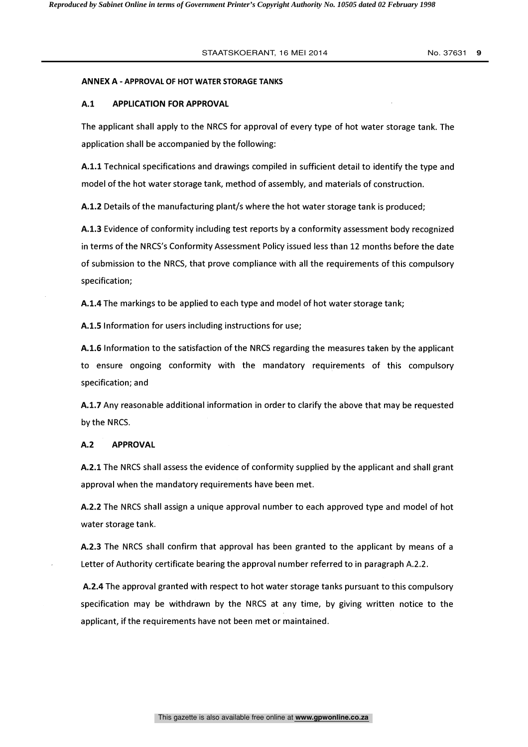## ANNEX A - APPROVAL OF HOT WATER STORAGE TANKS

### A.1 APPLICATION FOR APPROVAL

The applicant shall apply to the NRCS for approval of every type of hot water storage tank. The application shall be accompanied by the following:

**A.1.1** Technical specifications and drawings compiled in sufficient detail to identify the type and model of the hot water storage tank, method of assembly, and materials of construction.

**A.1.2** Details of the manufacturing plant/s where the hot water storage tank is produced;

**A.1.3** Evidence of conformity including test reports by a conformity assessment body recognized in terms of the NRCS's Conformity Assessment Policy issued less than 12 months before the date of submission to the NRCS, that prove compliance with all the requirements of this compulsory specification;

**A.1.4** The markings to be applied to each type and model of hot water storage tank;

**A.1.5** Information for users including instructions for use;

**A.1.6** Information to the satisfaction of the NRCS regarding the measures taken by the applicant to ensure ongoing conformity with the mandatory requirements of this compulsory specification; and

**A.1.7** Any reasonable additional information in order to clarify the above that may be requested by the NRCS.

### A.2 APPROVAL

**A.2.1** The NRCS shall assess the evidence of conformity supplied by the applicant and shall grant approval when the mandatory requirements have been met.

**A.2.2** The NRCS shall assign a unique approval number to each approved type and model of hot water storage tank.

**A.2.3** The NRCS shall confirm that approval has been granted to the applicant by means of a Letter of Authority certificate bearing the approval number referred to in paragraph A.2.2.

**A.2.4** The approval granted with respect to hot water storage tanks pursuant to this compulsory specification may be withdrawn by the NRCS at any time, by giving written notice to the applicant, if the requirements have not been met or maintained.